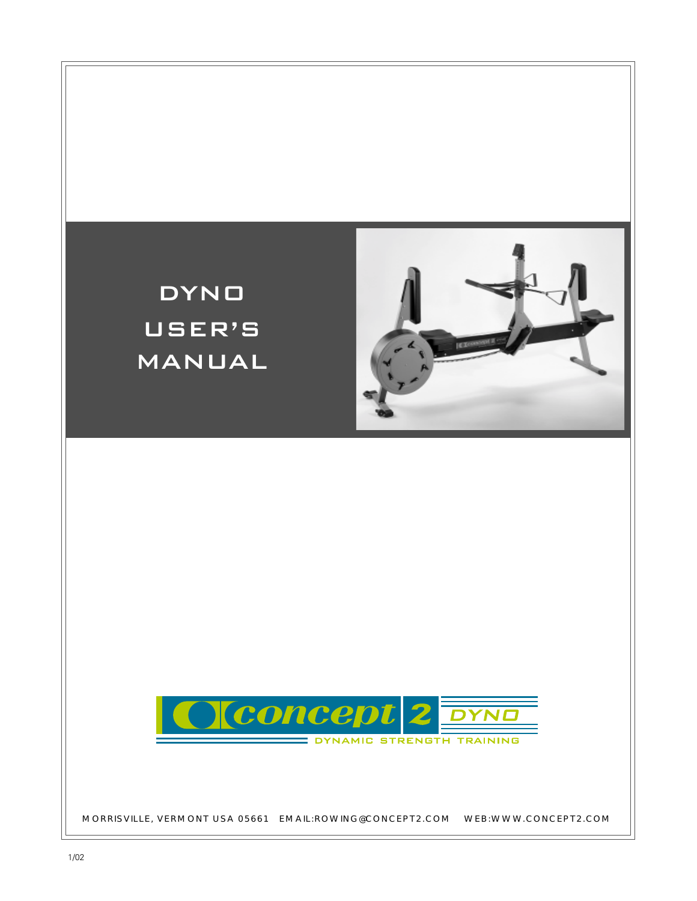# DYNO USER'S MANUAL

concept 2 DYNO

DYNAMIC STRENGTH TRAINING

MORRISVILLE, VERMONT USA 05661 EMAIL:ROWING@CONCEPT2.COM WEB:WWW.CONCEPT2.COM

1/02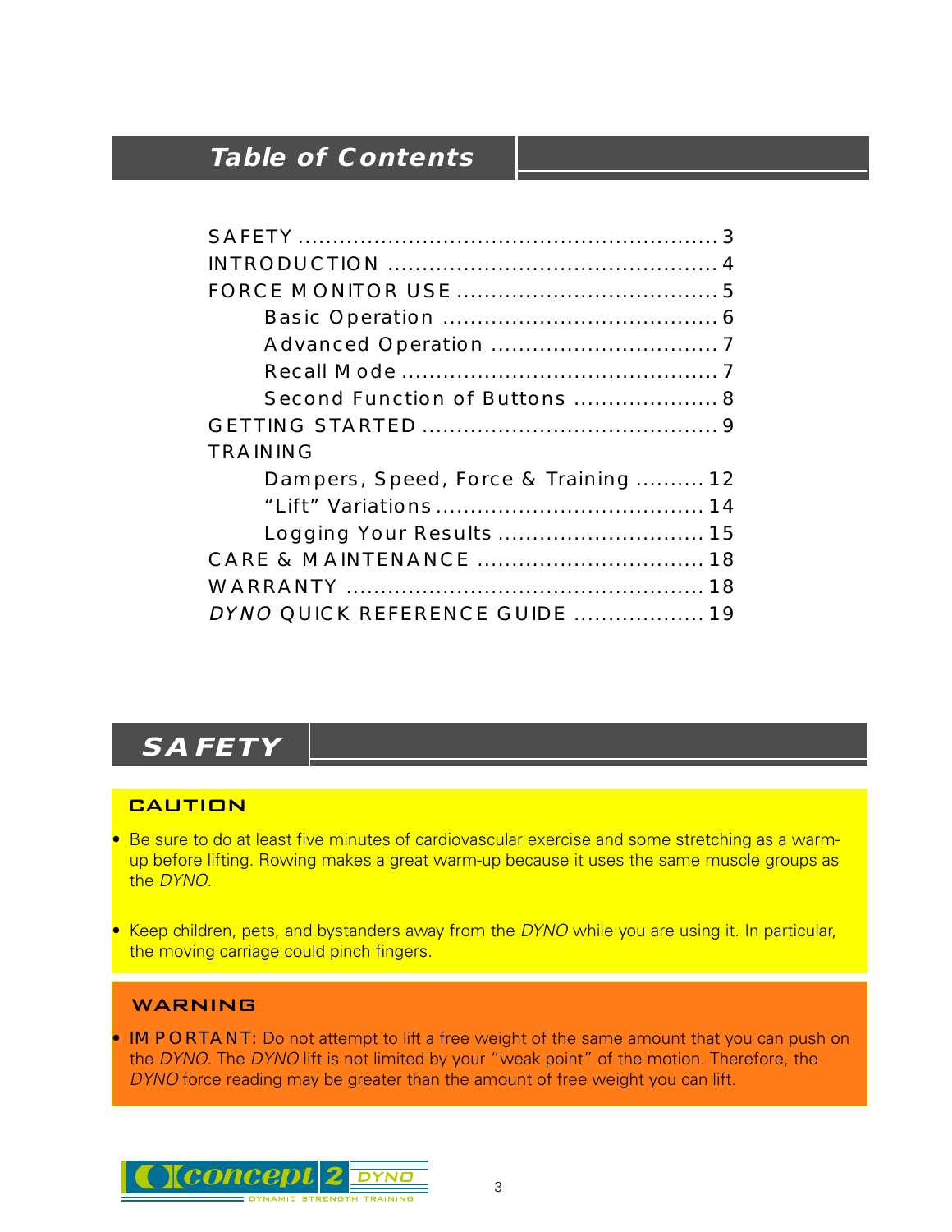# Table of Contents

SAFETY .......................................................... 3
INTRODUCTION ............................................... 4
FORCE MONITOR USE .................................... 5
 Basic Operation ...................................... 6
 Advanced Operation ................................ 7
 Recall Mode ............................................ 7
 Second Function of Buttons .................... 8
GETTING STARTED .......................................... 9
TRAINING
 Dampers, Speed, Force & Training .......... 12
 “Lift” Variations ...................................... 14
 Logging Your Results ............................. 15
CARE & MAINTENANCE ................................ 18
WARRANTY ................................................... 18
*DYNO* QUICK REFERENCE GUIDE .................. 19

# SAFETY

## CAUTION

- Be sure to do at least five minutes of cardiovascular exercise and some stretching as a warm-up before lifting. Rowing makes a great warm-up because it uses the same muscle groups as the *DYNO*.
- Keep children, pets, and bystanders away from the *DYNO* while you are using it. In particular, the moving carriage could pinch fingers.

## WARNING

- IMPORTANT: Do not attempt to lift a free weight of the same amount that you can push on the *DYNO*. The *DYNO* lift is not limited by your “weak point” of the motion. Therefore, the *DYNO* force reading may be greater than the amount of free weight you can lift.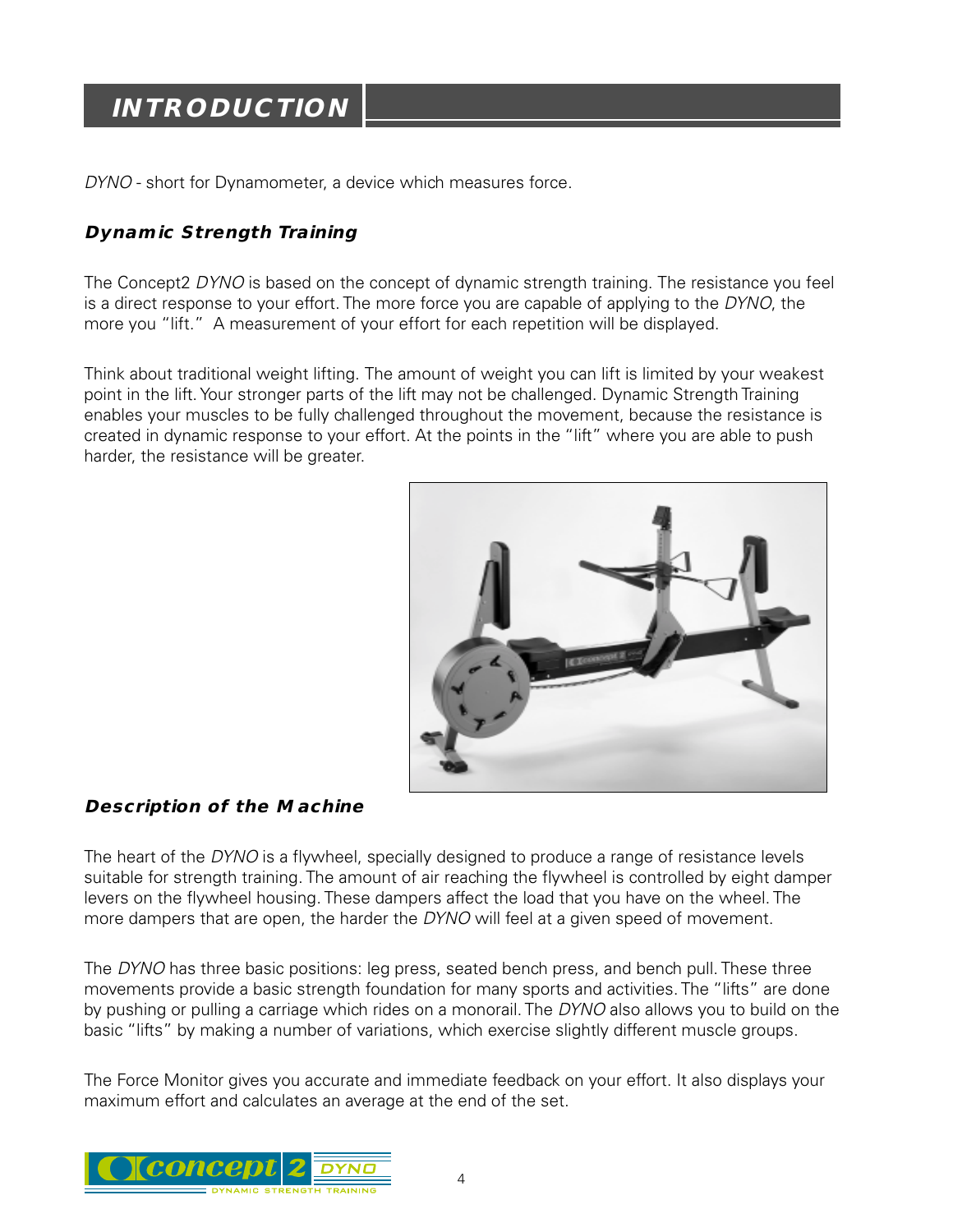# INTRODUCTION

*DYNO* - short for Dynamometer, a device which measures force.

### Dynamic Strength Training

The Concept2 *DYNO* is based on the concept of dynamic strength training. The resistance you feel is a direct response to your effort. The more force you are capable of applying to the *DYNO*, the more you "lift." A measurement of your effort for each repetition will be displayed.

Think about traditional weight lifting. The amount of weight you can lift is limited by your weakest point in the lift. Your stronger parts of the lift may not be challenged. Dynamic Strength Training enables your muscles to be fully challenged throughout the movement, because the resistance is created in dynamic response to your effort. At the points in the "lift" where you are able to push harder, the resistance will be greater.

### Description of the Machine

The heart of the *DYNO* is a flywheel, specially designed to produce a range of resistance levels suitable for strength training. The amount of air reaching the flywheel is controlled by eight damper levers on the flywheel housing. These dampers affect the load that you have on the wheel. The more dampers that are open, the harder the *DYNO* will feel at a given speed of movement.

The *DYNO* has three basic positions: leg press, seated bench press, and bench pull. These three movements provide a basic strength foundation for many sports and activities. The "lifts" are done by pushing or pulling a carriage which rides on a monorail. The *DYNO* also allows you to build on the basic "lifts" by making a number of variations, which exercise slightly different muscle groups.

The Force Monitor gives you accurate and immediate feedback on your effort. It also displays your maximum effort and calculates an average at the end of the set.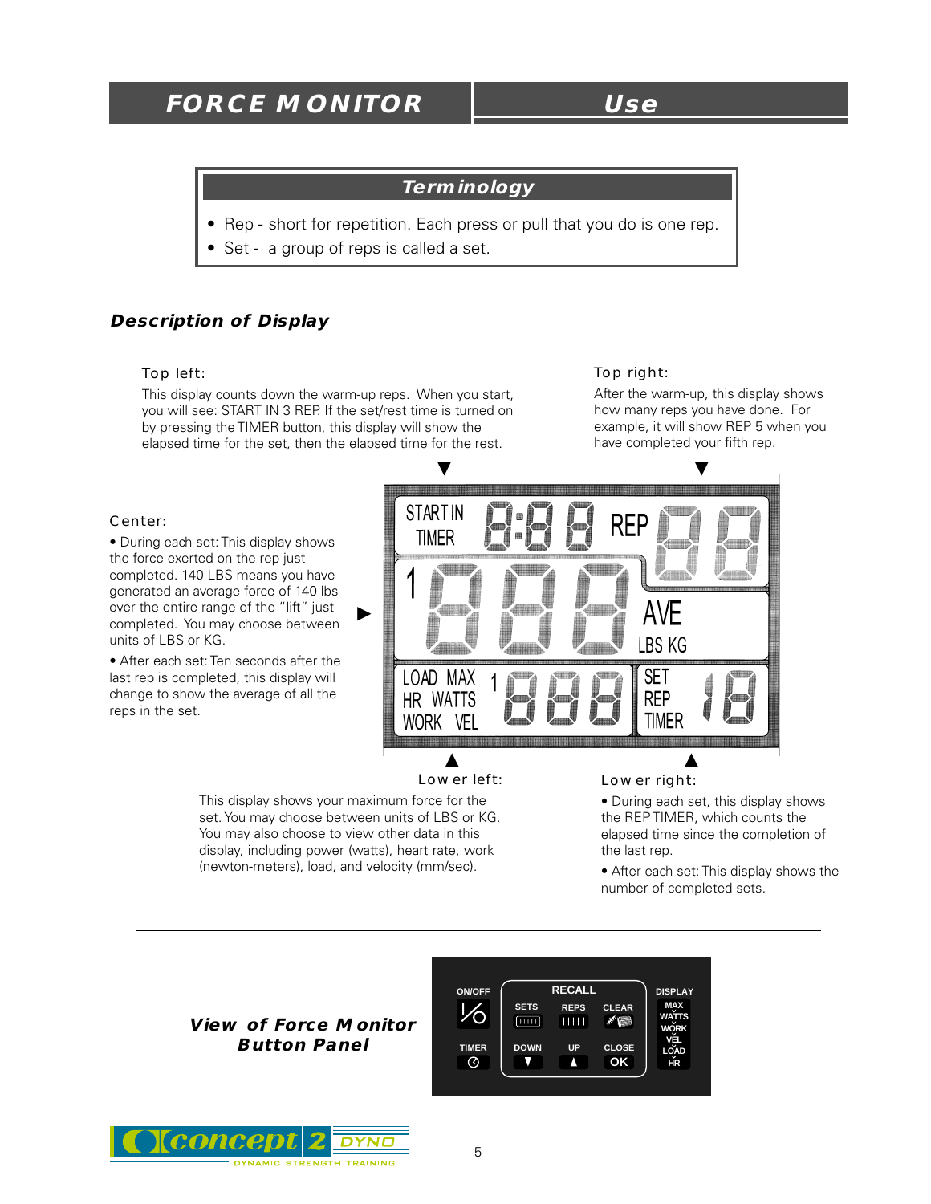# FORCE MONITOR Use

## Terminology

- Rep - short for repetition. Each press or pull that you do is one rep.
- Set - a group of reps is called a set.

## Description of Display

**Top left:**

This display counts down the warm-up reps. When you start, you will see: START IN 3 REP. If the set/rest time is turned on by pressing the TIMER button, this display will show the elapsed time for the set, then the elapsed time for the rest.

**Top right:**

After the warm-up, this display shows how many reps you have done. For example, it will show REP 5 when you have completed your fifth rep.

**Center:**

- During each set: This display shows the force exerted on the rep just completed. 140 LBS means you have generated an average force of 140 lbs over the entire range of the "lift" just completed. You may choose between units of LBS or KG.
- After each set: Ten seconds after the last rep is completed, this display will change to show the average of all the reps in the set.

**Lower left:**

This display shows your maximum force for the set. You may choose between units of LBS or KG. You may also choose to view other data in this display, including power (watts), heart rate, work (newton-meters), load, and velocity (mm/sec).

**Lower right:**

- During each set, this display shows the REP TIMER, which counts the elapsed time since the completion of the last rep.
- After each set: This display shows the number of completed sets.

## View of Force Monitor Button Panel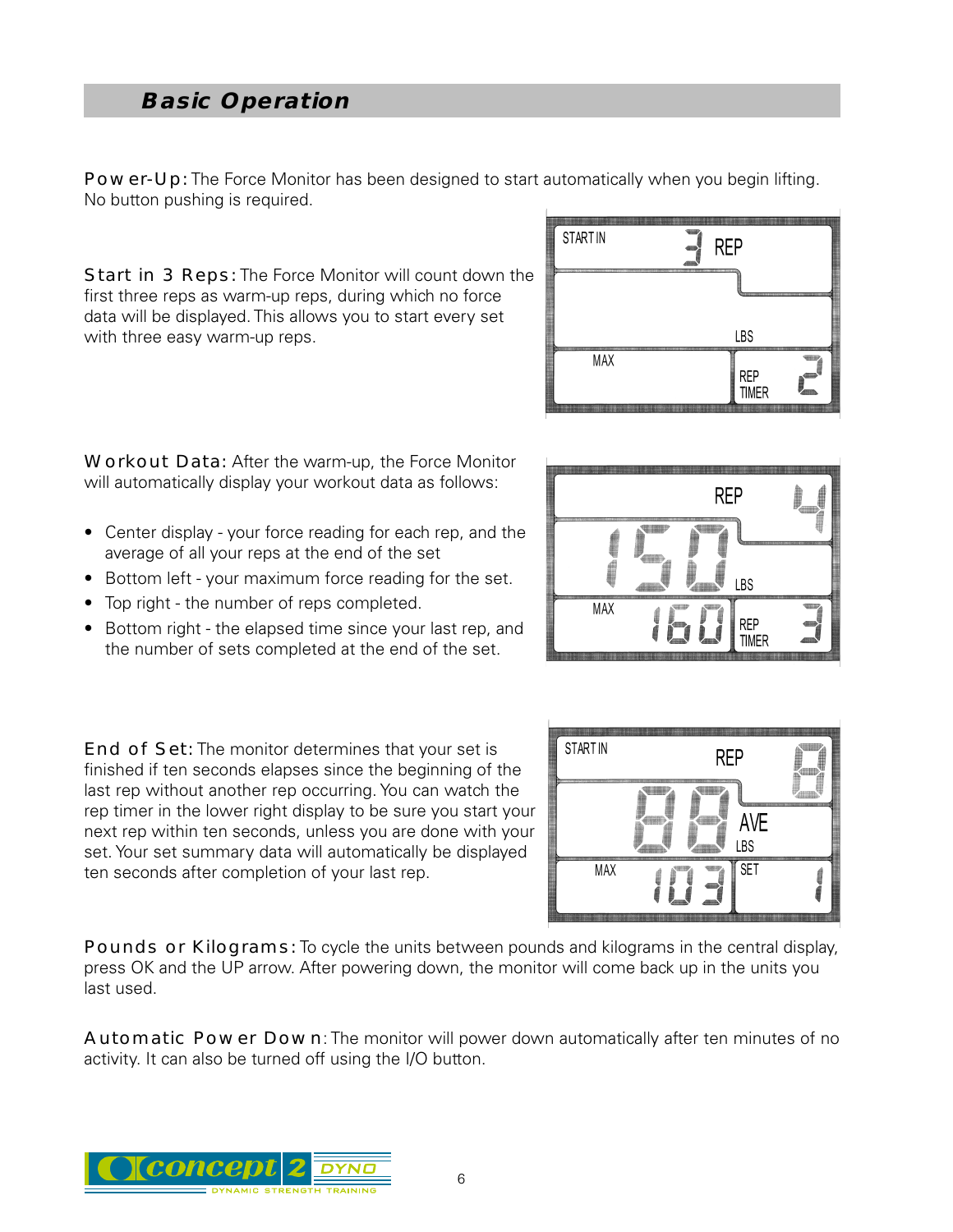## Basic Operation

**Power-Up:** The Force Monitor has been designed to start automatically when you begin lifting. No button pushing is required.

**Start in 3 Reps:** The Force Monitor will count down the first three reps as warm-up reps, during which no force data will be displayed. This allows you to start every set with three easy warm-up reps.

**Workout Data:** After the warm-up, the Force Monitor will automatically display your workout data as follows:

- Center display - your force reading for each rep, and the average of all your reps at the end of the set
- Bottom left - your maximum force reading for the set.
- Top right - the number of reps completed.
- Bottom right - the elapsed time since your last rep, and the number of sets completed at the end of the set.

**End of Set:** The monitor determines that your set is finished if ten seconds elapses since the beginning of the last rep without another rep occurring. You can watch the rep timer in the lower right display to be sure you start your next rep within ten seconds, unless you are done with your set. Your set summary data will automatically be displayed ten seconds after completion of your last rep.

**Pounds or Kilograms:** To cycle the units between pounds and kilograms in the central display, press OK and the UP arrow. After powering down, the monitor will come back up in the units you last used.

**Automatic Power Down:** The monitor will power down automatically after ten minutes of no activity. It can also be turned off using the I/O button.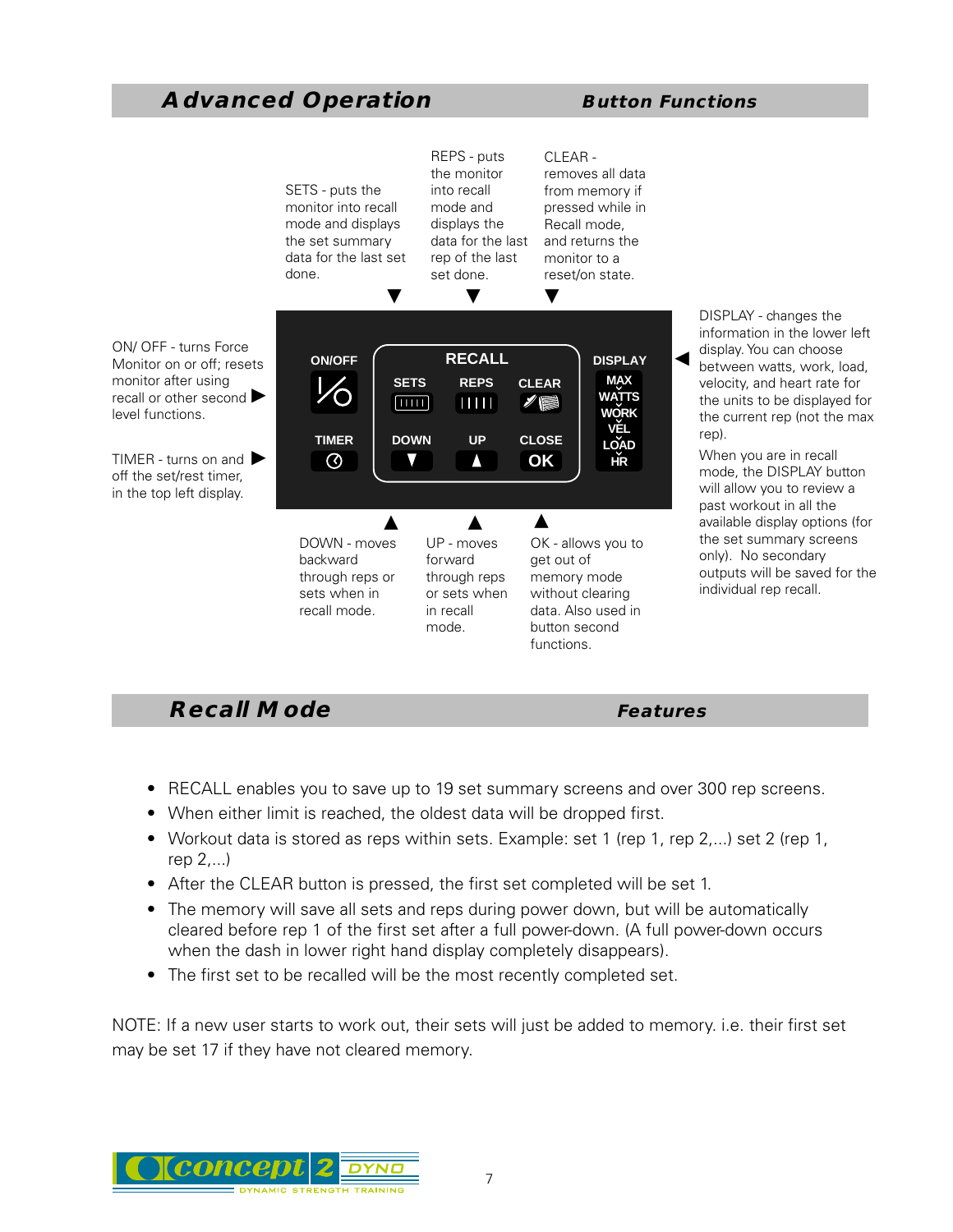# Advanced Operation

## Button Functions

ON/ OFF - turns Force Monitor on or off; resets monitor after using recall or other second level functions.

TIMER - turns on and off the set/rest timer, in the top left display.

SETS - puts the monitor into recall mode and displays the set summary data for the last set done.

REPS - puts the monitor into recall mode and displays the data for the last rep of the last set done.

CLEAR - removes all data from memory if pressed while in Recall mode, and returns the monitor to a reset/on state.

DISPLAY - changes the information in the lower left display. You can choose between watts, work, load, velocity, and heart rate for the units to be displayed for the current rep (not the max rep).

When you are in recall mode, the DISPLAY button will allow you to review a past workout in all the available display options (for the set summary screens only). No secondary outputs will be saved for the individual rep recall.

DOWN - moves backward through reps or sets when in recall mode.

UP - moves forward through reps or sets when in recall mode.

OK - allows you to get out of memory mode without clearing data. Also used in button second functions.

# Recall Mode

## Features

- RECALL enables you to save up to 19 set summary screens and over 300 rep screens.
- When either limit is reached, the oldest data will be dropped first.
- Workout data is stored as reps within sets. Example: set 1 (rep 1, rep 2,...) set 2 (rep 1, rep 2,...)
- After the CLEAR button is pressed, the first set completed will be set 1.
- The memory will save all sets and reps during power down, but will be automatically cleared before rep 1 of the first set after a full power-down. (A full power-down occurs when the dash in lower right hand display completely disappears).
- The first set to be recalled will be the most recently completed set.

NOTE: If a new user starts to work out, their sets will just be added to memory. i.e. their first set may be set 17 if they have not cleared memory.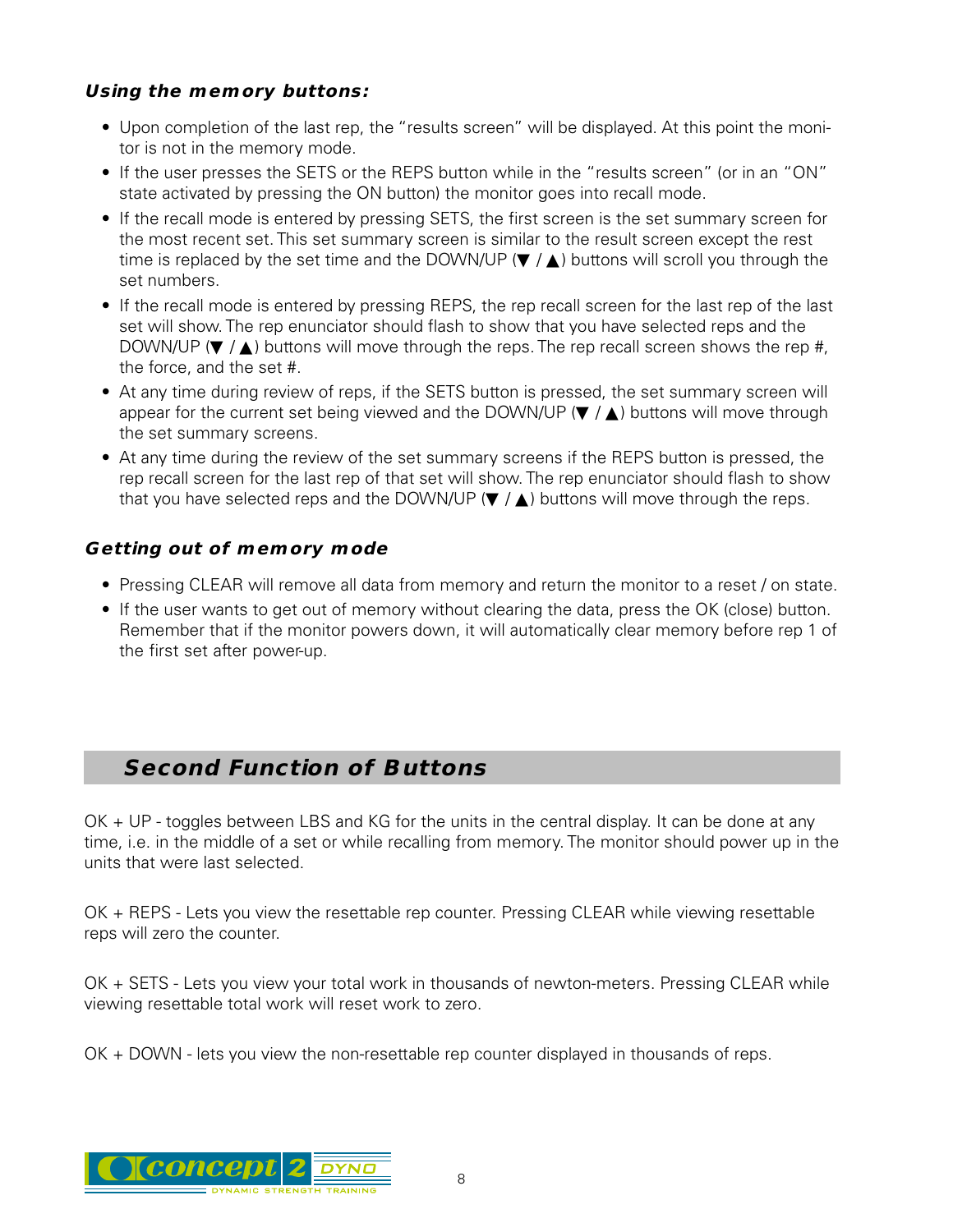### *Using the memory buttons:*

- Upon completion of the last rep, the "results screen" will be displayed. At this point the monitor is not in the memory mode.
- If the user presses the SETS or the REPS button while in the "results screen" (or in an "ON" state activated by pressing the ON button) the monitor goes into recall mode.
- If the recall mode is entered by pressing SETS, the first screen is the set summary screen for the most recent set. This set summary screen is similar to the result screen except the rest time is replaced by the set time and the DOWN/UP (▼ / ▲) buttons will scroll you through the set numbers.
- If the recall mode is entered by pressing REPS, the rep recall screen for the last rep of the last set will show. The rep enunciator should flash to show that you have selected reps and the DOWN/UP (▼ / ▲) buttons will move through the reps. The rep recall screen shows the rep #, the force, and the set #.
- At any time during review of reps, if the SETS button is pressed, the set summary screen will appear for the current set being viewed and the DOWN/UP (▼ / ▲) buttons will move through the set summary screens.
- At any time during the review of the set summary screens if the REPS button is pressed, the rep recall screen for the last rep of that set will show. The rep enunciator should flash to show that you have selected reps and the DOWN/UP (▼ / ▲) buttons will move through the reps.

### *Getting out of memory mode*

- Pressing CLEAR will remove all data from memory and return the monitor to a reset / on state.
- If the user wants to get out of memory without clearing the data, press the OK (close) button. Remember that if the monitor powers down, it will automatically clear memory before rep 1 of the first set after power-up.

## *Second Function of Buttons*

OK + UP - toggles between LBS and KG for the units in the central display. It can be done at any time, i.e. in the middle of a set or while recalling from memory. The monitor should power up in the units that were last selected.

OK + REPS - Lets you view the resettable rep counter. Pressing CLEAR while viewing resettable reps will zero the counter.

OK + SETS - Lets you view your total work in thousands of newton-meters. Pressing CLEAR while viewing resettable total work will reset work to zero.

OK + DOWN - lets you view the non-resettable rep counter displayed in thousands of reps.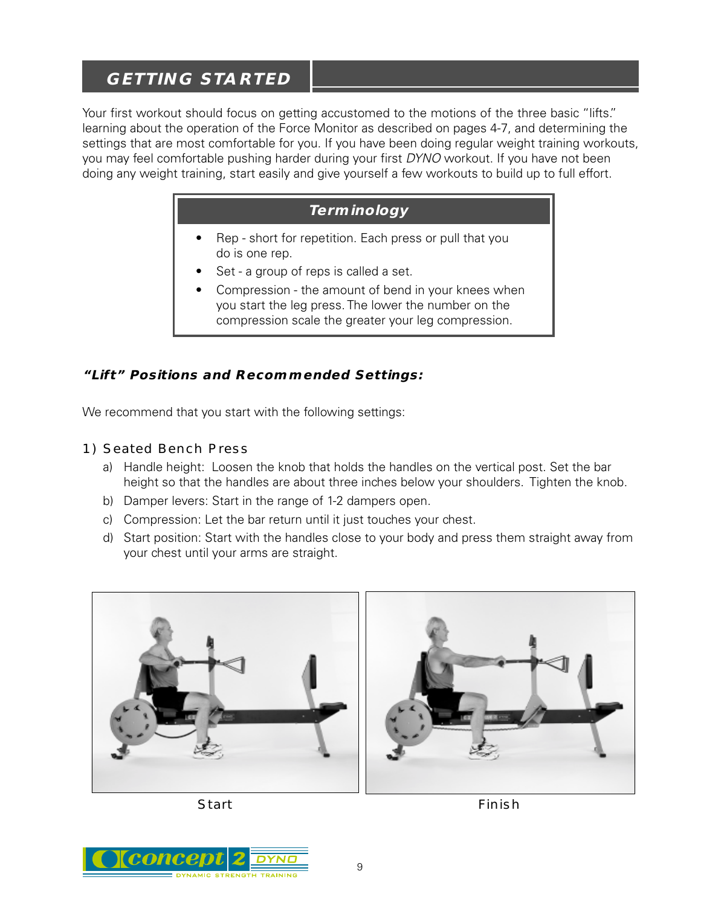## GETTING STARTED

Your first workout should focus on getting accustomed to the motions of the three basic "lifts." learning about the operation of the Force Monitor as described on pages 4-7, and determining the settings that are most comfortable for you. If you have been doing regular weight training workouts, you may feel comfortable pushing harder during your first *DYNO* workout. If you have not been doing any weight training, start easily and give yourself a few workouts to build up to full effort.

### *Terminology*

- Rep - short for repetition. Each press or pull that you do is one rep.
- Set - a group of reps is called a set.
- Compression - the amount of bend in your knees when you start the leg press. The lower the number on the compression scale the greater your leg compression.

### *"Lift" Positions and Recommended Settings:*

We recommend that you start with the following settings:

#### 1) Seated Bench Press

a) Handle height: Loosen the knob that holds the handles on the vertical post. Set the bar height so that the handles are about three inches below your shoulders. Tighten the knob.

b) Damper levers: Start in the range of 1-2 dampers open.

c) Compression: Let the bar return until it just touches your chest.

d) Start position: Start with the handles close to your body and press them straight away from your chest until your arms are straight.

Start

Finish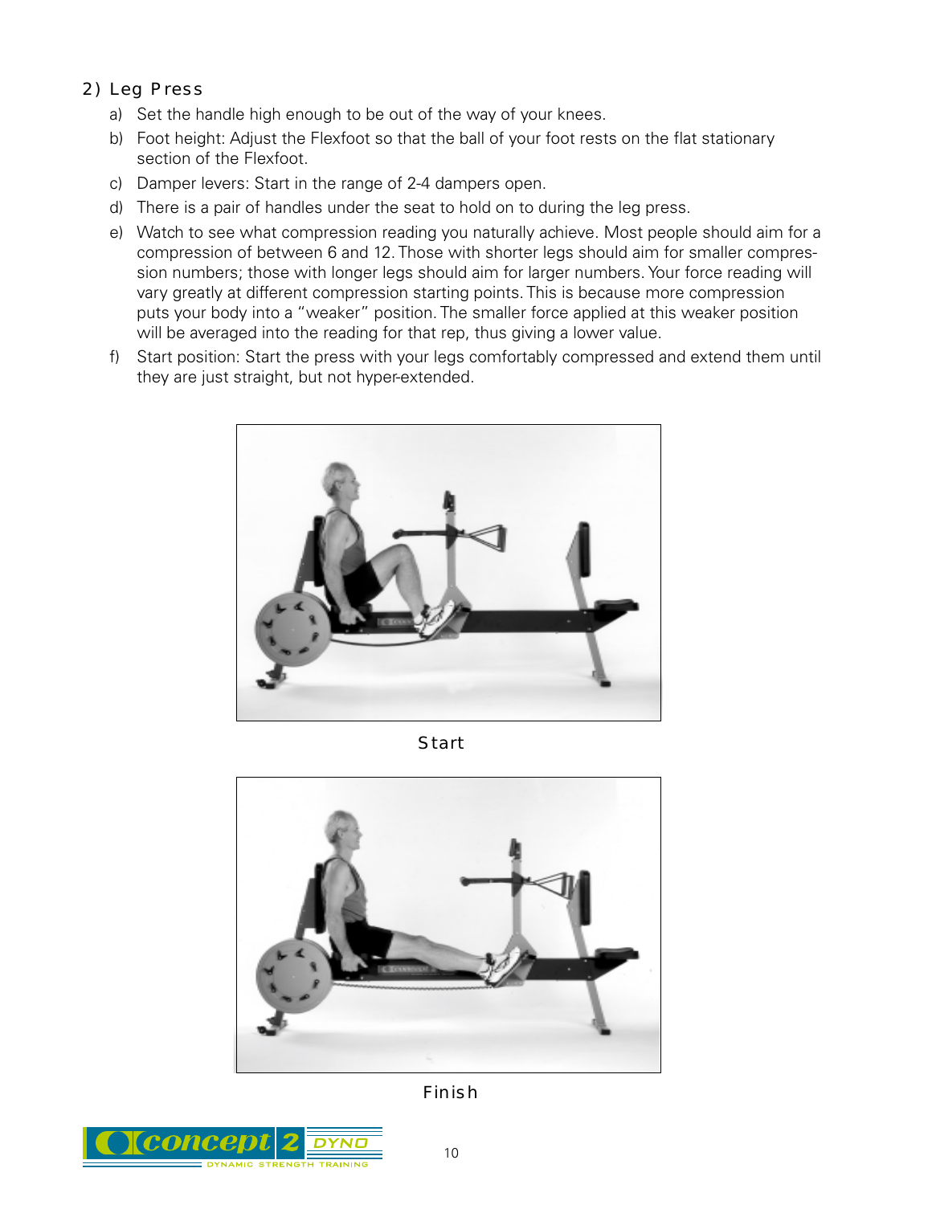## 2) Leg Press

a) Set the handle high enough to be out of the way of your knees.

b) Foot height: Adjust the Flexfoot so that the ball of your foot rests on the flat stationary section of the Flexfoot.

c) Damper levers: Start in the range of 2-4 dampers open.

d) There is a pair of handles under the seat to hold on to during the leg press.

e) Watch to see what compression reading you naturally achieve. Most people should aim for a compression of between 6 and 12. Those with shorter legs should aim for smaller compression numbers; those with longer legs should aim for larger numbers. Your force reading will vary greatly at different compression starting points. This is because more compression puts your body into a "weaker" position. The smaller force applied at this weaker position will be averaged into the reading for that rep, thus giving a lower value.

f) Start position: Start the press with your legs comfortably compressed and extend them until they are just straight, but not hyper-extended.

Start

Finish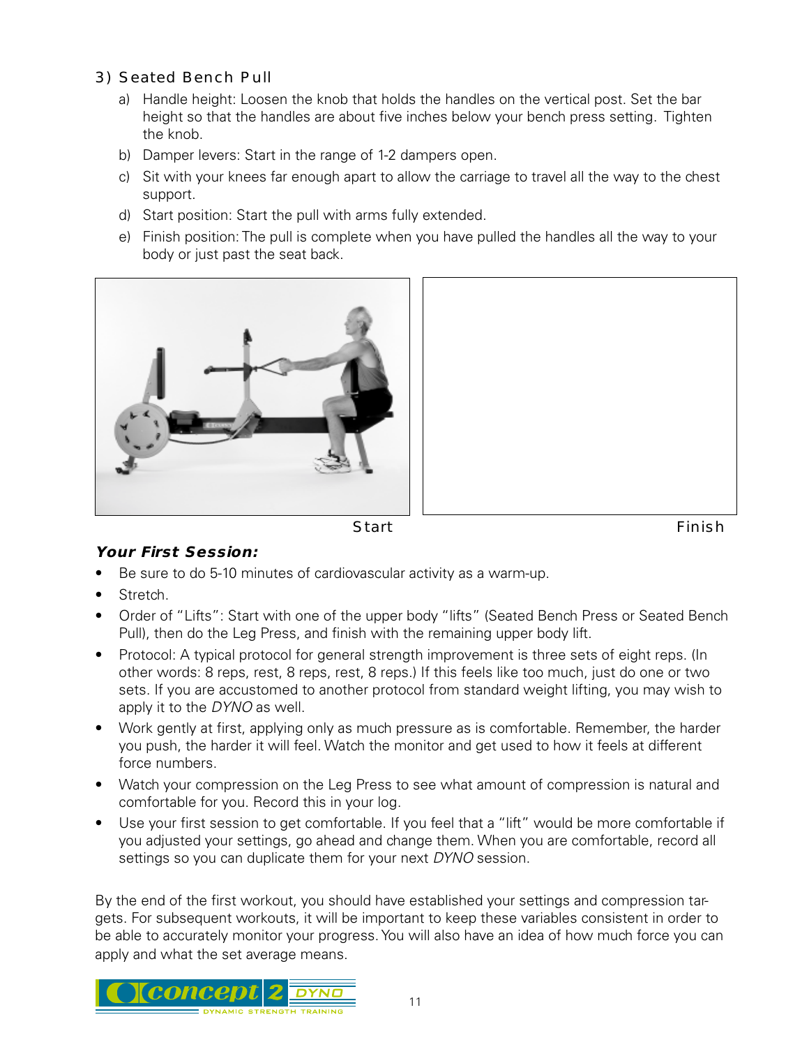### 3) Seated Bench Pull

a) Handle height: Loosen the knob that holds the handles on the vertical post. Set the bar height so that the handles are about five inches below your bench press setting. Tighten the knob.

b) Damper levers: Start in the range of 1-2 dampers open.

c) Sit with your knees far enough apart to allow the carriage to travel all the way to the chest support.

d) Start position: Start the pull with arms fully extended.

e) Finish position: The pull is complete when you have pulled the handles all the way to your body or just past the seat back.

Start

Finish

***Your First Session:***

- Be sure to do 5-10 minutes of cardiovascular activity as a warm-up.
- Stretch.
- Order of "Lifts": Start with one of the upper body "lifts" (Seated Bench Press or Seated Bench Pull), then do the Leg Press, and finish with the remaining upper body lift.
- Protocol: A typical protocol for general strength improvement is three sets of eight reps. (In other words: 8 reps, rest, 8 reps, rest, 8 reps.) If this feels like too much, just do one or two sets. If you are accustomed to another protocol from standard weight lifting, you may wish to apply it to the *DYNO* as well.
- Work gently at first, applying only as much pressure as is comfortable. Remember, the harder you push, the harder it will feel. Watch the monitor and get used to how it feels at different force numbers.
- Watch your compression on the Leg Press to see what amount of compression is natural and comfortable for you. Record this in your log.
- Use your first session to get comfortable. If you feel that a "lift" would be more comfortable if you adjusted your settings, go ahead and change them. When you are comfortable, record all settings so you can duplicate them for your next *DYNO* session.

By the end of the first workout, you should have established your settings and compression targets. For subsequent workouts, it will be important to keep these variables consistent in order to be able to accurately monitor your progress. You will also have an idea of how much force you can apply and what the set average means.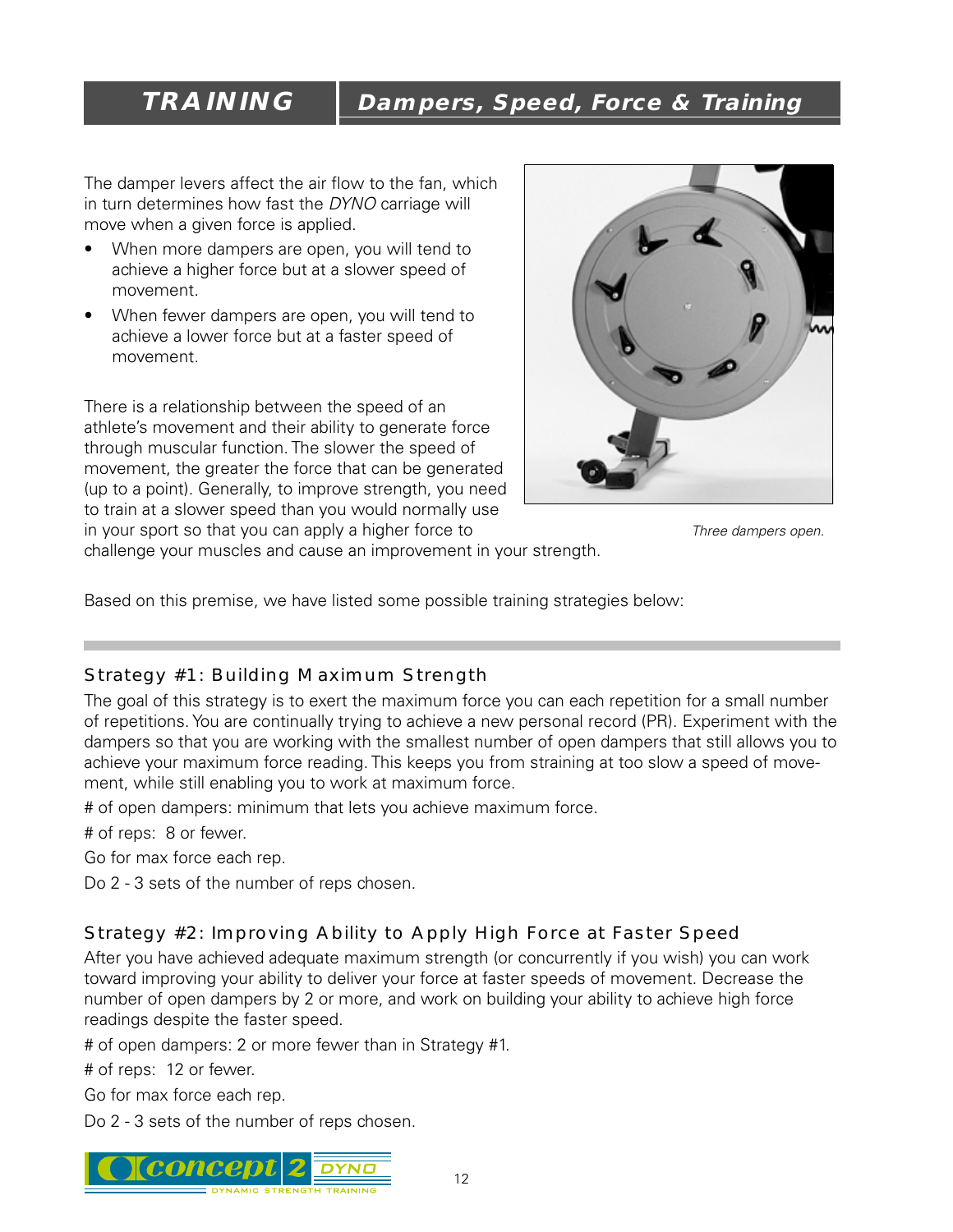# TRAINING — Dampers, Speed, Force & Training

The damper levers affect the air flow to the fan, which in turn determines how fast the *DYNO* carriage will move when a given force is applied.

- When more dampers are open, you will tend to achieve a higher force but at a slower speed of movement.
- When fewer dampers are open, you will tend to achieve a lower force but at a faster speed of movement.

*Three dampers open.*

There is a relationship between the speed of an athlete's movement and their ability to generate force through muscular function. The slower the speed of movement, the greater the force that can be generated (up to a point). Generally, to improve strength, you need to train at a slower speed than you would normally use in your sport so that you can apply a higher force to challenge your muscles and cause an improvement in your strength.

Based on this premise, we have listed some possible training strategies below:

## Strategy #1: Building Maximum Strength

The goal of this strategy is to exert the maximum force you can each repetition for a small number of repetitions. You are continually trying to achieve a new personal record (PR). Experiment with the dampers so that you are working with the smallest number of open dampers that still allows you to achieve your maximum force reading. This keeps you from straining at too slow a speed of movement, while still enabling you to work at maximum force.

# of open dampers: minimum that lets you achieve maximum force.

# of reps: 8 or fewer.

Go for max force each rep.

Do 2 - 3 sets of the number of reps chosen.

## Strategy #2: Improving Ability to Apply High Force at Faster Speed

After you have achieved adequate maximum strength (or concurrently if you wish) you can work toward improving your ability to deliver your force at faster speeds of movement. Decrease the number of open dampers by 2 or more, and work on building your ability to achieve high force readings despite the faster speed.

# of open dampers: 2 or more fewer than in Strategy #1.

# of reps: 12 or fewer.

Go for max force each rep.

Do 2 - 3 sets of the number of reps chosen.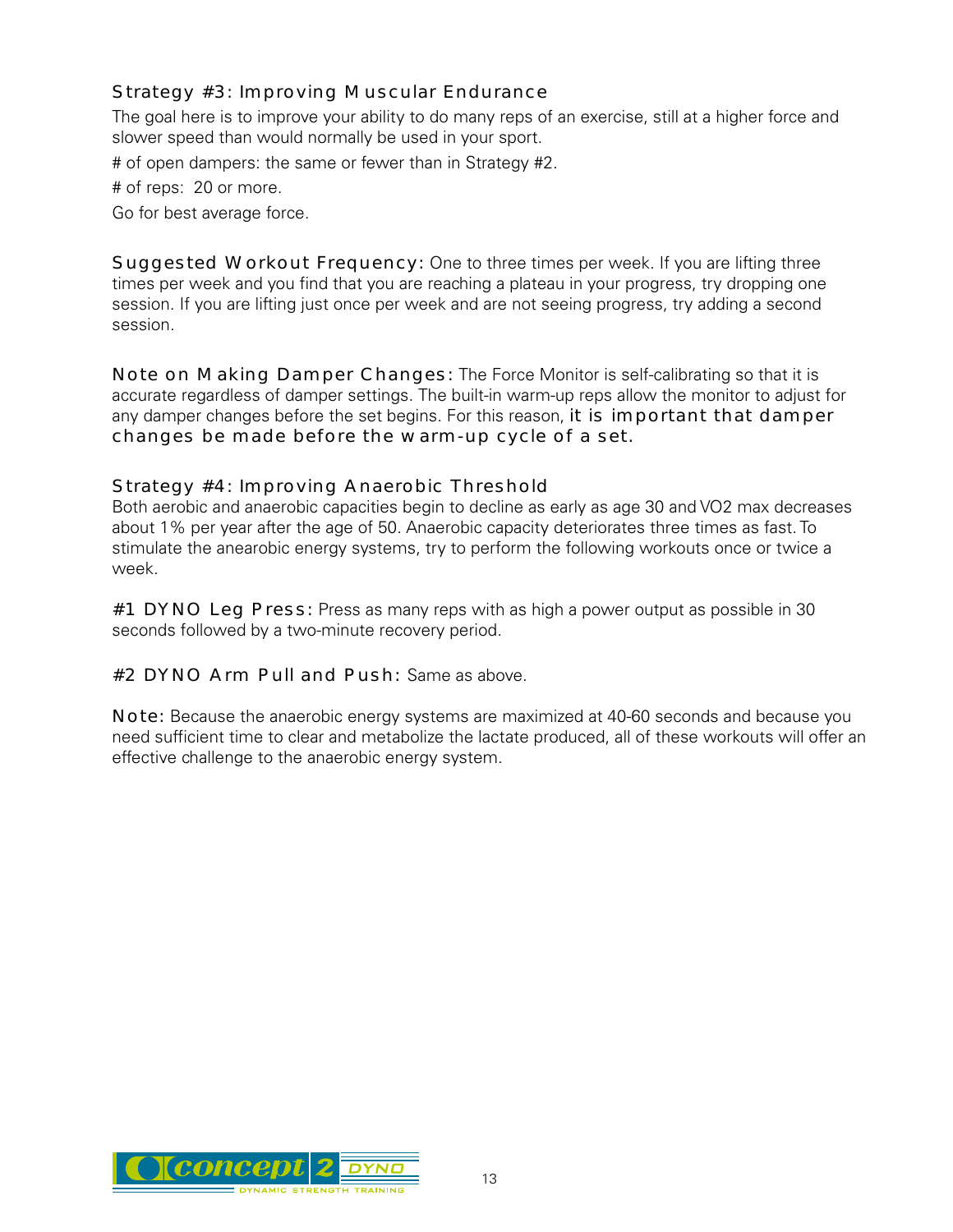### Strategy #3: Improving Muscular Endurance

The goal here is to improve your ability to do many reps of an exercise, still at a higher force and slower speed than would normally be used in your sport.

# of open dampers: the same or fewer than in Strategy #2.

# of reps: 20 or more.

Go for best average force.

**Suggested Workout Frequency:** One to three times per week. If you are lifting three times per week and you find that you are reaching a plateau in your progress, try dropping one session. If you are lifting just once per week and are not seeing progress, try adding a second session.

**Note on Making Damper Changes:** The Force Monitor is self-calibrating so that it is accurate regardless of damper settings. The built-in warm-up reps allow the monitor to adjust for any damper changes before the set begins. For this reason, **it is important that damper changes be made before the warm-up cycle of a set.**

### Strategy #4: Improving Anaerobic Threshold

Both aerobic and anaerobic capacities begin to decline as early as age 30 and VO2 max decreases about 1% per year after the age of 50. Anaerobic capacity deteriorates three times as fast. To stimulate the anearobic energy systems, try to perform the following workouts once or twice a week.

**#1 DYNO Leg Press:** Press as many reps with as high a power output as possible in 30 seconds followed by a two-minute recovery period.

**#2 DYNO Arm Pull and Push:** Same as above.

**Note:** Because the anaerobic energy systems are maximized at 40-60 seconds and because you need sufficient time to clear and metabolize the lactate produced, all of these workouts will offer an effective challenge to the anaerobic energy system.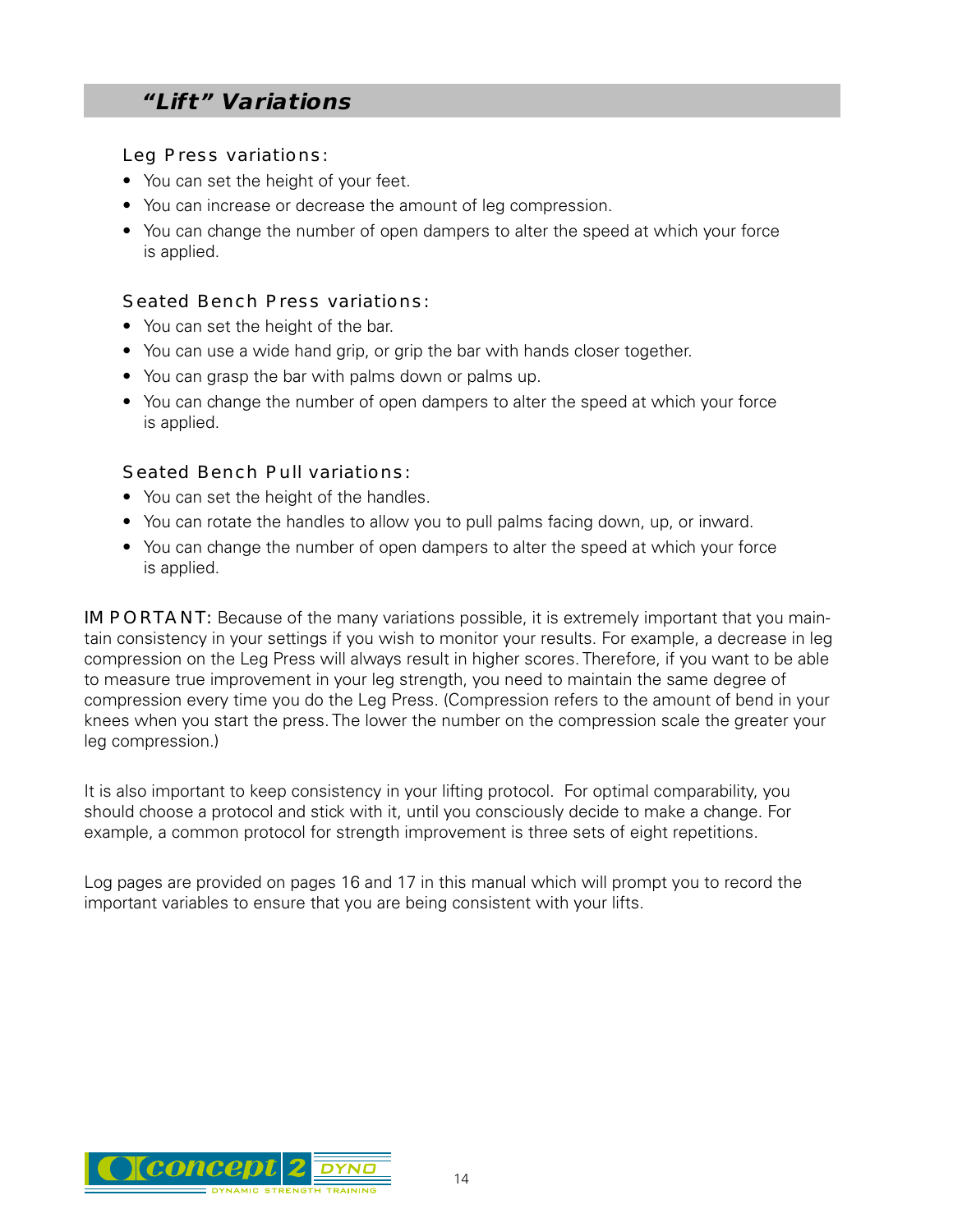## *"Lift" Variations*

### Leg Press variations:

- You can set the height of your feet.
- You can increase or decrease the amount of leg compression.
- You can change the number of open dampers to alter the speed at which your force is applied.

### Seated Bench Press variations:

- You can set the height of the bar.
- You can use a wide hand grip, or grip the bar with hands closer together.
- You can grasp the bar with palms down or palms up.
- You can change the number of open dampers to alter the speed at which your force is applied.

### Seated Bench Pull variations:

- You can set the height of the handles.
- You can rotate the handles to allow you to pull palms facing down, up, or inward.
- You can change the number of open dampers to alter the speed at which your force is applied.

IMPORTANT: Because of the many variations possible, it is extremely important that you maintain consistency in your settings if you wish to monitor your results. For example, a decrease in leg compression on the Leg Press will always result in higher scores. Therefore, if you want to be able to measure true improvement in your leg strength, you need to maintain the same degree of compression every time you do the Leg Press. (Compression refers to the amount of bend in your knees when you start the press. The lower the number on the compression scale the greater your leg compression.)

It is also important to keep consistency in your lifting protocol. For optimal comparability, you should choose a protocol and stick with it, until you consciously decide to make a change. For example, a common protocol for strength improvement is three sets of eight repetitions.

Log pages are provided on pages 16 and 17 in this manual which will prompt you to record the important variables to ensure that you are being consistent with your lifts.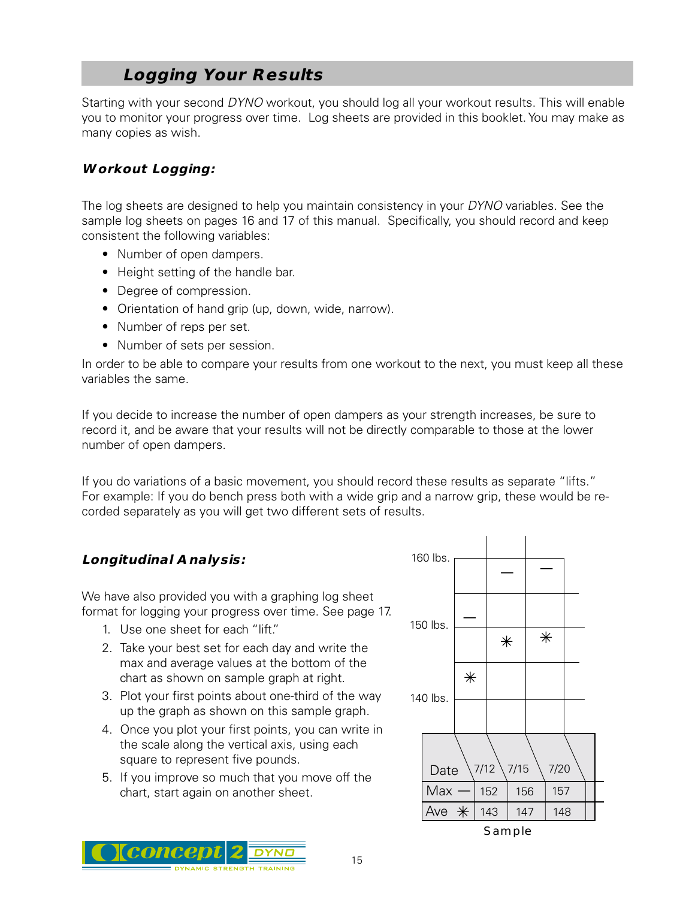## *Logging Your Results*

Starting with your second *DYNO* workout, you should log all your workout results. This will enable you to monitor your progress over time. Log sheets are provided in this booklet. You may make as many copies as wish.

### *Workout Logging:*

The log sheets are designed to help you maintain consistency in your *DYNO* variables. See the sample log sheets on pages 16 and 17 of this manual. Specifically, you should record and keep consistent the following variables:

- Number of open dampers.
- Height setting of the handle bar.
- Degree of compression.
- Orientation of hand grip (up, down, wide, narrow).
- Number of reps per set.
- Number of sets per session.

In order to be able to compare your results from one workout to the next, you must keep all these variables the same.

If you decide to increase the number of open dampers as your strength increases, be sure to record it, and be aware that your results will not be directly comparable to those at the lower number of open dampers.

If you do variations of a basic movement, you should record these results as separate "lifts." For example: If you do bench press both with a wide grip and a narrow grip, these would be recorded separately as you will get two different sets of results.

### *Longitudinal Analysis:*

We have also provided you with a graphing log sheet format for logging your progress over time. See page 17.

1. Use one sheet for each "lift."
2. Take your best set for each day and write the max and average values at the bottom of the chart as shown on sample graph at right.
3. Plot your first points about one-third of the way up the graph as shown on this sample graph.
4. Once you plot your first points, you can write in the scale along the vertical axis, using each square to represent five pounds.
5. If you improve so much that you move off the chart, start again on another sheet.

| Date | 7/12 | 7/15 | 7/20 |
|---|---|---|---|
| Max — | 152 | 156 | 157 |
| Ave ✳ | 143 | 147 | 148 |

Sample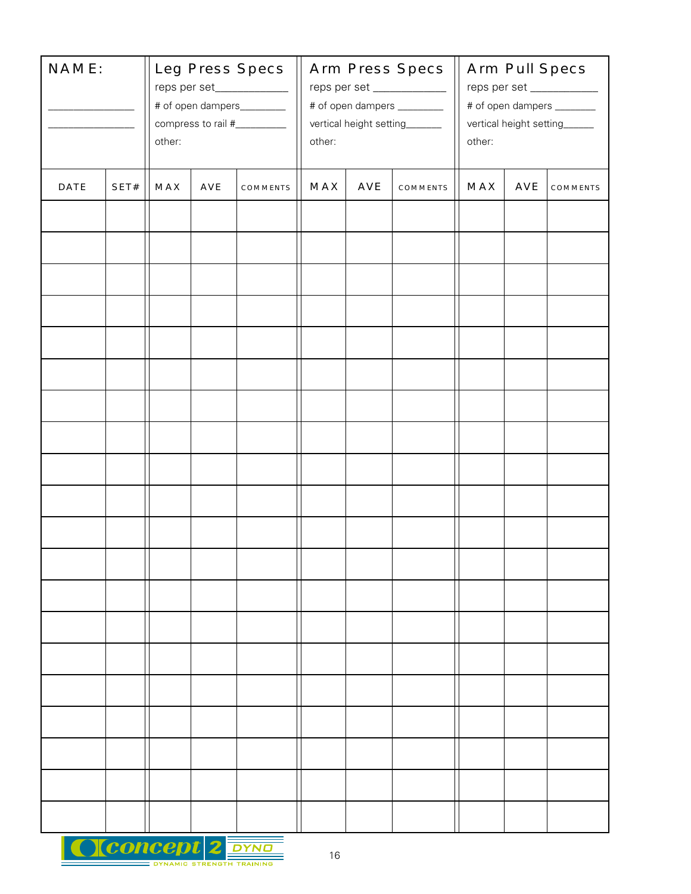| NAME:<br>______________<br>______________ | | Leg Press Specs<br>reps per set____________<br># of open dampers________<br>compress to rail #_________<br>other: | | | Arm Press Specs<br>reps per set ____________<br># of open dampers ________<br>vertical height setting______<br>other: | | | Arm Pull Specs<br>reps per set ____________<br># of open dampers _______<br>vertical height setting_____<br>other: | | |
|---|---|---|---|---|---|---|---|---|---|---|
| DATE | SET# | MAX | AVE | COMMENTS | MAX | AVE | COMMENTS | MAX | AVE | COMMENTS |
| | | | | | | | | | | |
| | | | | | | | | | | |
| | | | | | | | | | | |
| | | | | | | | | | | |
| | | | | | | | | | | |
| | | | | | | | | | | |
| | | | | | | | | | | |
| | | | | | | | | | | |
| | | | | | | | | | | |
| | | | | | | | | | | |
| | | | | | | | | | | |
| | | | | | | | | | | |
| | | | | | | | | | | |
| | | | | | | | | | | |
| | | | | | | | | | | |
| | | | | | | | | | | |
| | | | | | | | | | | |
| | | | | | | | | | | |
| | | | | | | | | | | |
| | | | | | | | | | | |

concept 2 DYNO
DYNAMIC STRENGTH TRAINING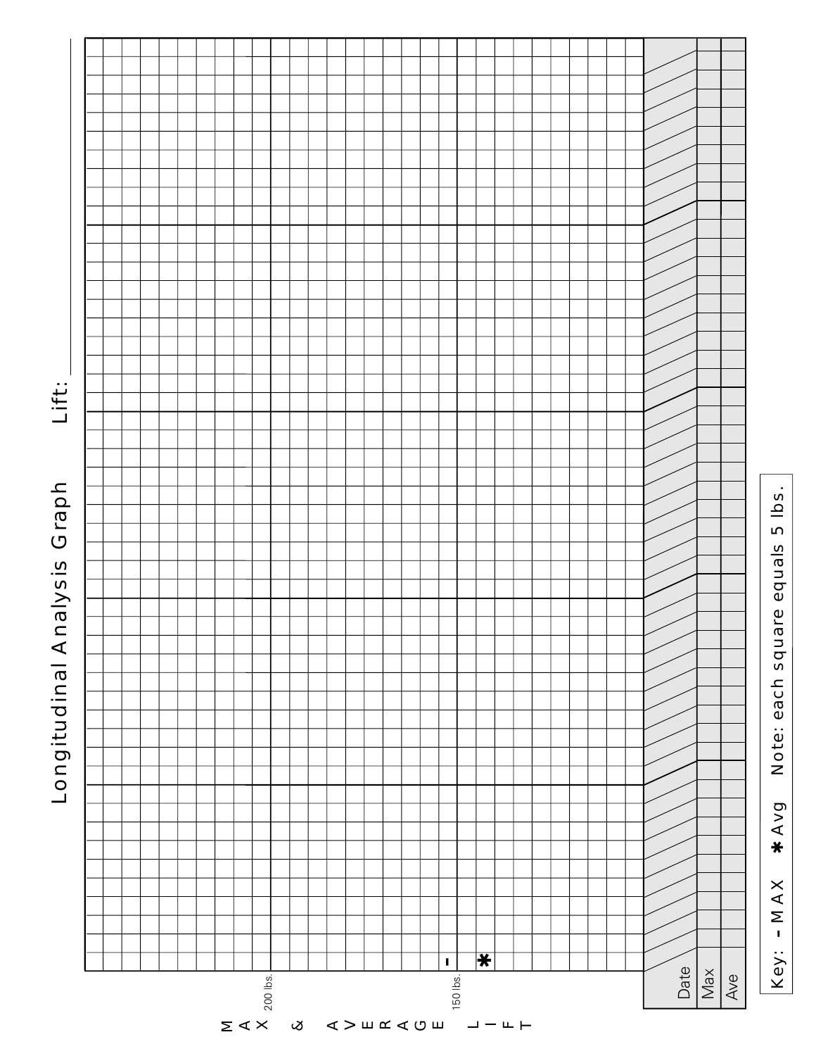# Longitudinal Analysis Graph

Lift: \_\_\_\_\_\_\_\_\_\_\_\_\_\_\_\_\_\_\_\_

MAX & AVERAGE LIFT

200 lbs.

150 lbs.

| Date | | | | | | | | | | | | | | | | | | | | | | | | | | | | | | | | | | | | | | | | | | | | | | | | | | |
|---|---|---|---|---|---|---|---|---|---|---|---|---|---|---|---|---|---|---|---|---|---|---|---|---|---|---|---|---|---|---|---|---|---|---|---|---|---|---|---|---|---|---|---|---|---|---|---|---|---|---|
| Max | | | | | | | | | | | | | | | | | | | | | | | | | | | | | | | | | | | | | | | | | | | | | | | | | | |
| Ave | | | | | | | | | | | | | | | | | | | | | | | | | | | | | | | | | | | | | | | | | | | | | | | | | | |

Key: - MAX * Avg Note: each square equals 5 lbs.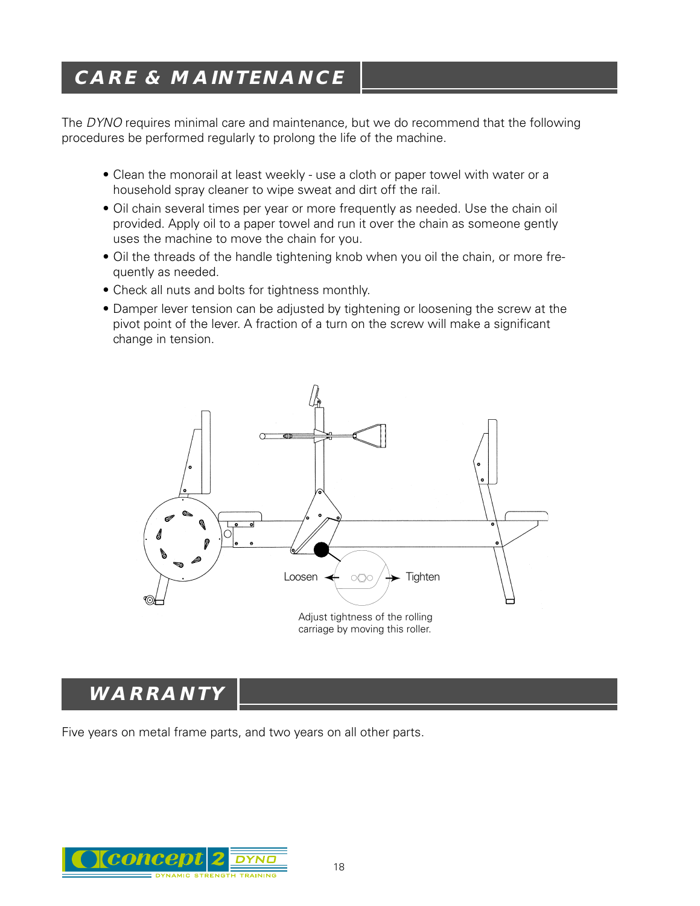## CARE & MAINTENANCE

The *DYNO* requires minimal care and maintenance, but we do recommend that the following procedures be performed regularly to prolong the life of the machine.

- Clean the monorail at least weekly - use a cloth or paper towel with water or a household spray cleaner to wipe sweat and dirt off the rail.
- Oil chain several times per year or more frequently as needed. Use the chain oil provided. Apply oil to a paper towel and run it over the chain as someone gently uses the machine to move the chain for you.
- Oil the threads of the handle tightening knob when you oil the chain, or more frequently as needed.
- Check all nuts and bolts for tightness monthly.
- Damper lever tension can be adjusted by tightening or loosening the screw at the pivot point of the lever. A fraction of a turn on the screw will make a significant change in tension.

Loosen ← → Tighten

Adjust tightness of the rolling carriage by moving this roller.

## WARRANTY

Five years on metal frame parts, and two years on all other parts.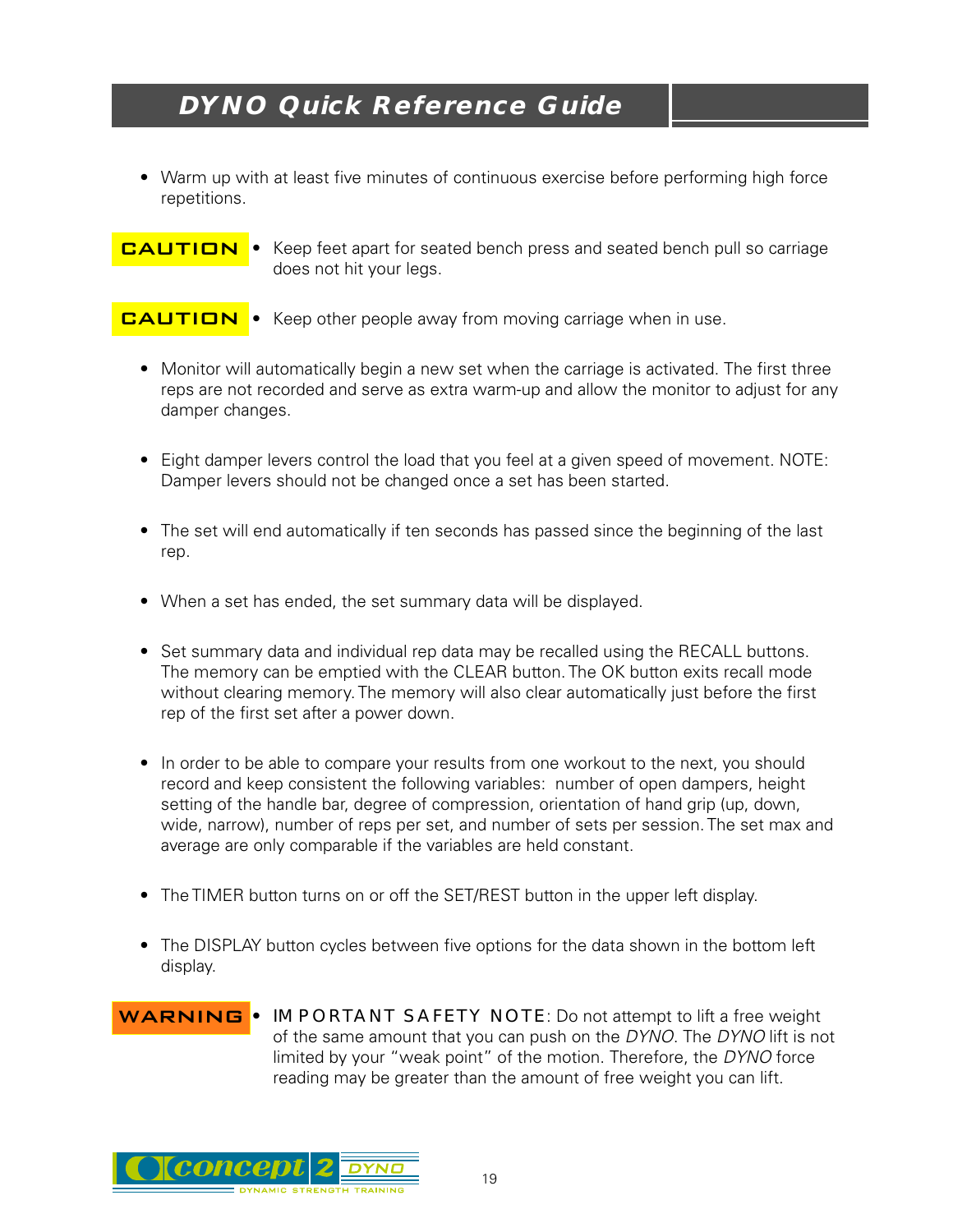# DYNO Quick Reference Guide

- Warm up with at least five minutes of continuous exercise before performing high force repetitions.

**CAUTION**
- Keep feet apart for seated bench press and seated bench pull so carriage does not hit your legs.

**CAUTION**
- Keep other people away from moving carriage when in use.

- Monitor will automatically begin a new set when the carriage is activated. The first three reps are not recorded and serve as extra warm-up and allow the monitor to adjust for any damper changes.

- Eight damper levers control the load that you feel at a given speed of movement. NOTE: Damper levers should not be changed once a set has been started.

- The set will end automatically if ten seconds has passed since the beginning of the last rep.

- When a set has ended, the set summary data will be displayed.

- Set summary data and individual rep data may be recalled using the RECALL buttons. The memory can be emptied with the CLEAR button. The OK button exits recall mode without clearing memory. The memory will also clear automatically just before the first rep of the first set after a power down.

- In order to be able to compare your results from one workout to the next, you should record and keep consistent the following variables: number of open dampers, height setting of the handle bar, degree of compression, orientation of hand grip (up, down, wide, narrow), number of reps per set, and number of sets per session. The set max and average are only comparable if the variables are held constant.

- The TIMER button turns on or off the SET/REST button in the upper left display.

- The DISPLAY button cycles between five options for the data shown in the bottom left display.

**WARNING**
- IMPORTANT SAFETY NOTE: Do not attempt to lift a free weight of the same amount that you can push on the *DYNO*. The *DYNO* lift is not limited by your "weak point" of the motion. Therefore, the *DYNO* force reading may be greater than the amount of free weight you can lift.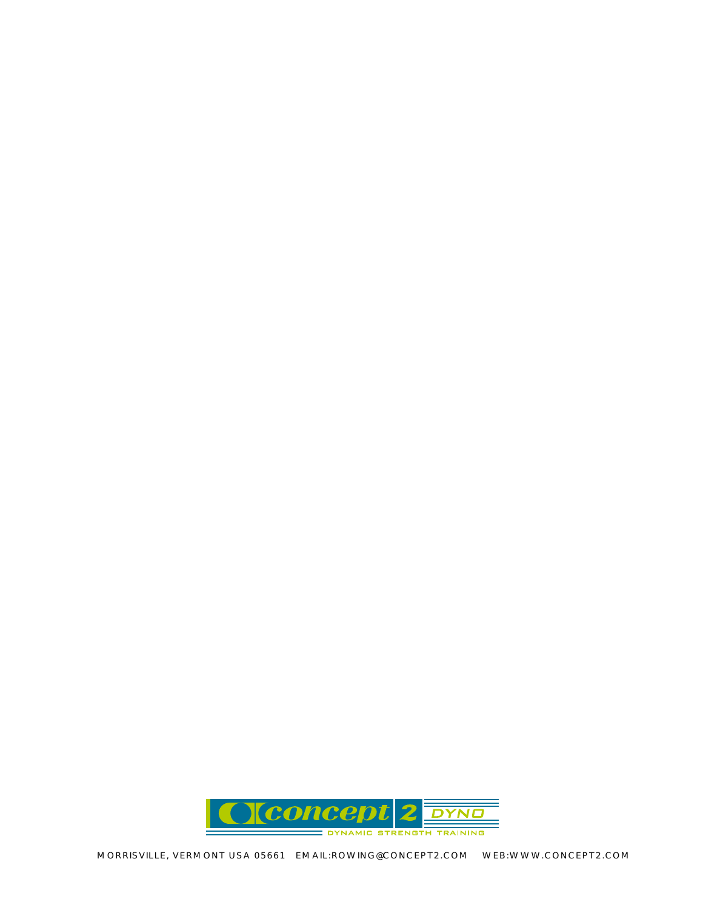concept 2 DYNO

DYNAMIC STRENGTH TRAINING

MORRISVILLE, VERMONT USA 05661 EMAIL:ROWING@CONCEPT2.COM WEB:WWW.CONCEPT2.COM